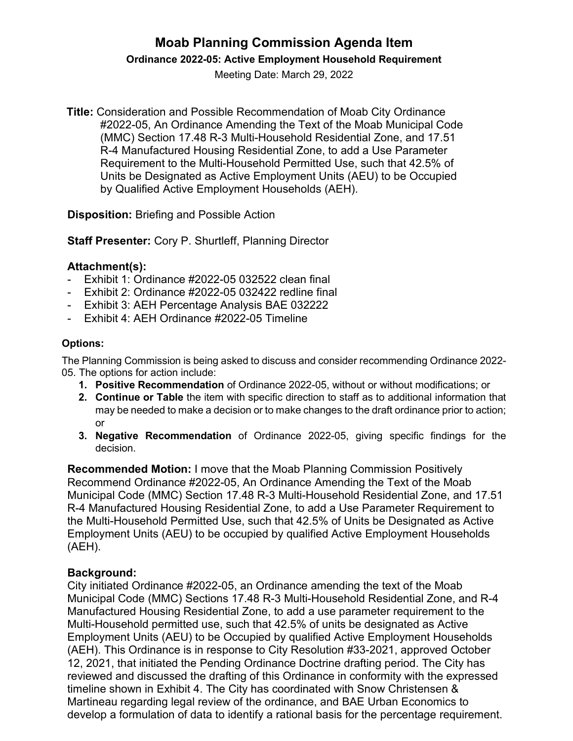# Moab Planning Commission Agenda Item

### Ordinance 2022-05: Active Employment Household Requirement

Meeting Date: March 29, 2022

**Title:** Consideration and Possible Recommendation of Moab City Ordinance #2022-05, An Ordinance Amending the Text of the Moab Municipal Code (MMC) Section 17.48 R-3 Multi-Household Residential Zone, and 17.51 R-4 Manufactured Housing Residential Zone, to add a Use Parameter Requirement to the Multi-Household Permitted Use, such that 42.5% of Units be Designated as Active Employment Units (AEU) to be Occupied by Qualified Active Employment Households (AEH).

**Disposition:** Briefing and Possible Action

**Staff Presenter:** Cory P. Shurtleff, Planning Director

**Attachment(s):**

- Exhibit 1: Ordinance #2022-05 032522 clean final
- Exhibit 2: Ordinance #2022-05 032422 redline final
- Exhibit 3: AEH Percentage Analysis BAE 032222
- Exhibit 4: AEH Ordinance #2022-05 Timeline

**Options:**

The Planning Commission is being asked to discuss and consider recommending Ordinance 2022-05. The options for action include:

1. **Positive Recommendation** of Ordinance 2022-05, without or without modifications; or
2. **Continue or Table** the item with specific direction to staff as to additional information that may be needed to make a decision or to make changes to the draft ordinance prior to action; or
3. **Negative Recommendation** of Ordinance 2022-05, giving specific findings for the decision.

**Recommended Motion:** I move that the Moab Planning Commission Positively Recommend Ordinance #2022-05, An Ordinance Amending the Text of the Moab Municipal Code (MMC) Section 17.48 R-3 Multi-Household Residential Zone, and 17.51 R-4 Manufactured Housing Residential Zone, to add a Use Parameter Requirement to the Multi-Household Permitted Use, such that 42.5% of Units be Designated as Active Employment Units (AEU) to be occupied by qualified Active Employment Households (AEH).

**Background:**

City initiated Ordinance #2022-05, an Ordinance amending the text of the Moab Municipal Code (MMC) Sections 17.48 R-3 Multi-Household Residential Zone, and R-4 Manufactured Housing Residential Zone, to add a use parameter requirement to the Multi-Household permitted use, such that 42.5% of units be designated as Active Employment Units (AEU) to be Occupied by qualified Active Employment Households (AEH). This Ordinance is in response to City Resolution #33-2021, approved October 12, 2021, that initiated the Pending Ordinance Doctrine drafting period. The City has reviewed and discussed the drafting of this Ordinance in conformity with the expressed timeline shown in Exhibit 4. The City has coordinated with Snow Christensen & Martineau regarding legal review of the ordinance, and BAE Urban Economics to develop a formulation of data to identify a rational basis for the percentage requirement.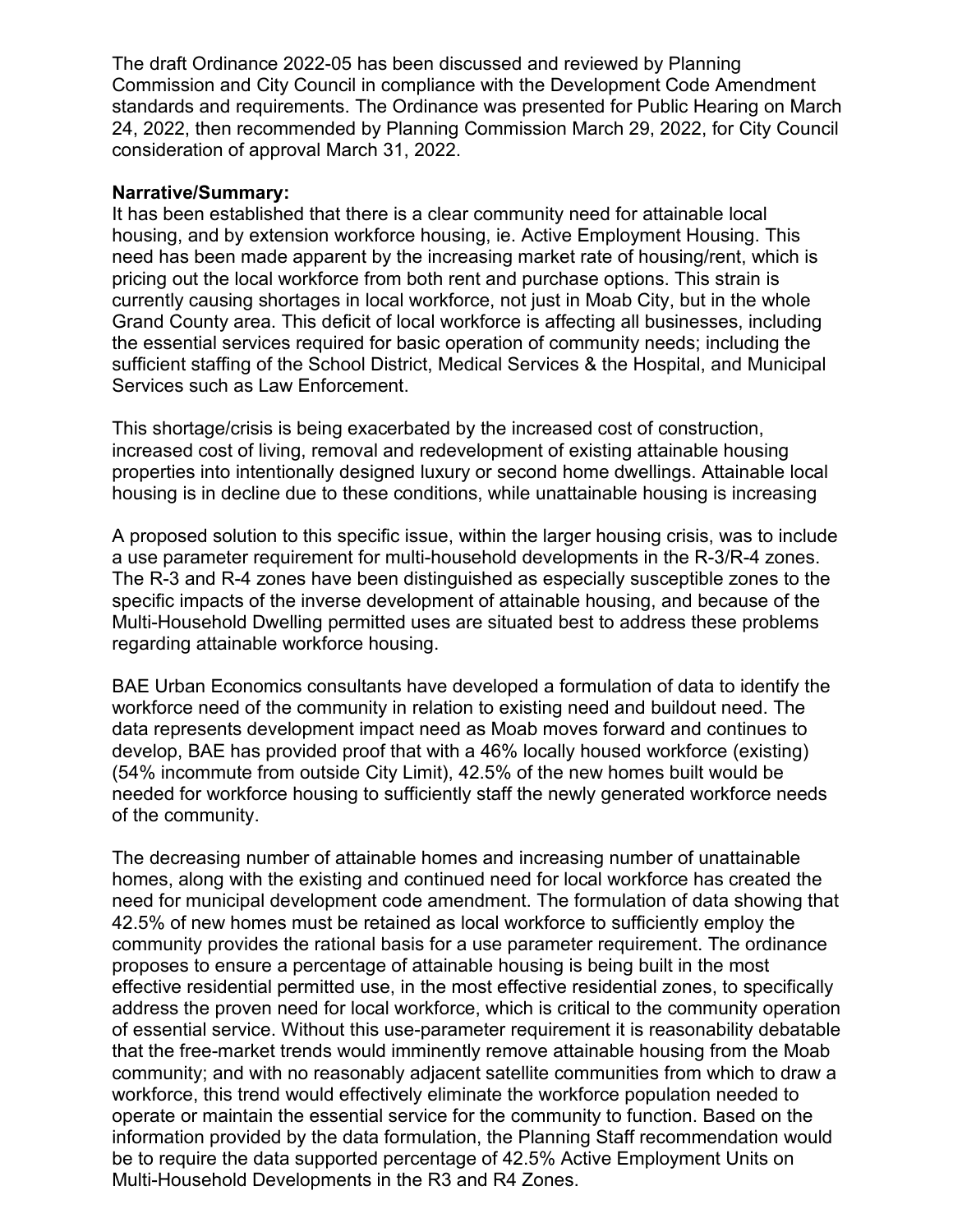The draft Ordinance 2022-05 has been discussed and reviewed by Planning Commission and City Council in compliance with the Development Code Amendment standards and requirements. The Ordinance was presented for Public Hearing on March 24, 2022, then recommended by Planning Commission March 29, 2022, for City Council consideration of approval March 31, 2022.

**Narrative/Summary:**

It has been established that there is a clear community need for attainable local housing, and by extension workforce housing, ie. Active Employment Housing. This need has been made apparent by the increasing market rate of housing/rent, which is pricing out the local workforce from both rent and purchase options. This strain is currently causing shortages in local workforce, not just in Moab City, but in the whole Grand County area. This deficit of local workforce is affecting all businesses, including the essential services required for basic operation of community needs; including the sufficient staffing of the School District, Medical Services & the Hospital, and Municipal Services such as Law Enforcement.

This shortage/crisis is being exacerbated by the increased cost of construction, increased cost of living, removal and redevelopment of existing attainable housing properties into intentionally designed luxury or second home dwellings. Attainable local housing is in decline due to these conditions, while unattainable housing is increasing

A proposed solution to this specific issue, within the larger housing crisis, was to include a use parameter requirement for multi-household developments in the R-3/R-4 zones. The R-3 and R-4 zones have been distinguished as especially susceptible zones to the specific impacts of the inverse development of attainable housing, and because of the Multi-Household Dwelling permitted uses are situated best to address these problems regarding attainable workforce housing.

BAE Urban Economics consultants have developed a formulation of data to identify the workforce need of the community in relation to existing need and buildout need. The data represents development impact need as Moab moves forward and continues to develop, BAE has provided proof that with a 46% locally housed workforce (existing) (54% incommute from outside City Limit), 42.5% of the new homes built would be needed for workforce housing to sufficiently staff the newly generated workforce needs of the community.

The decreasing number of attainable homes and increasing number of unattainable homes, along with the existing and continued need for local workforce has created the need for municipal development code amendment. The formulation of data showing that 42.5% of new homes must be retained as local workforce to sufficiently employ the community provides the rational basis for a use parameter requirement. The ordinance proposes to ensure a percentage of attainable housing is being built in the most effective residential permitted use, in the most effective residential zones, to specifically address the proven need for local workforce, which is critical to the community operation of essential service. Without this use-parameter requirement it is reasonability debatable that the free-market trends would imminently remove attainable housing from the Moab community; and with no reasonably adjacent satellite communities from which to draw a workforce, this trend would effectively eliminate the workforce population needed to operate or maintain the essential service for the community to function. Based on the information provided by the data formulation, the Planning Staff recommendation would be to require the data supported percentage of 42.5% Active Employment Units on Multi-Household Developments in the R3 and R4 Zones.